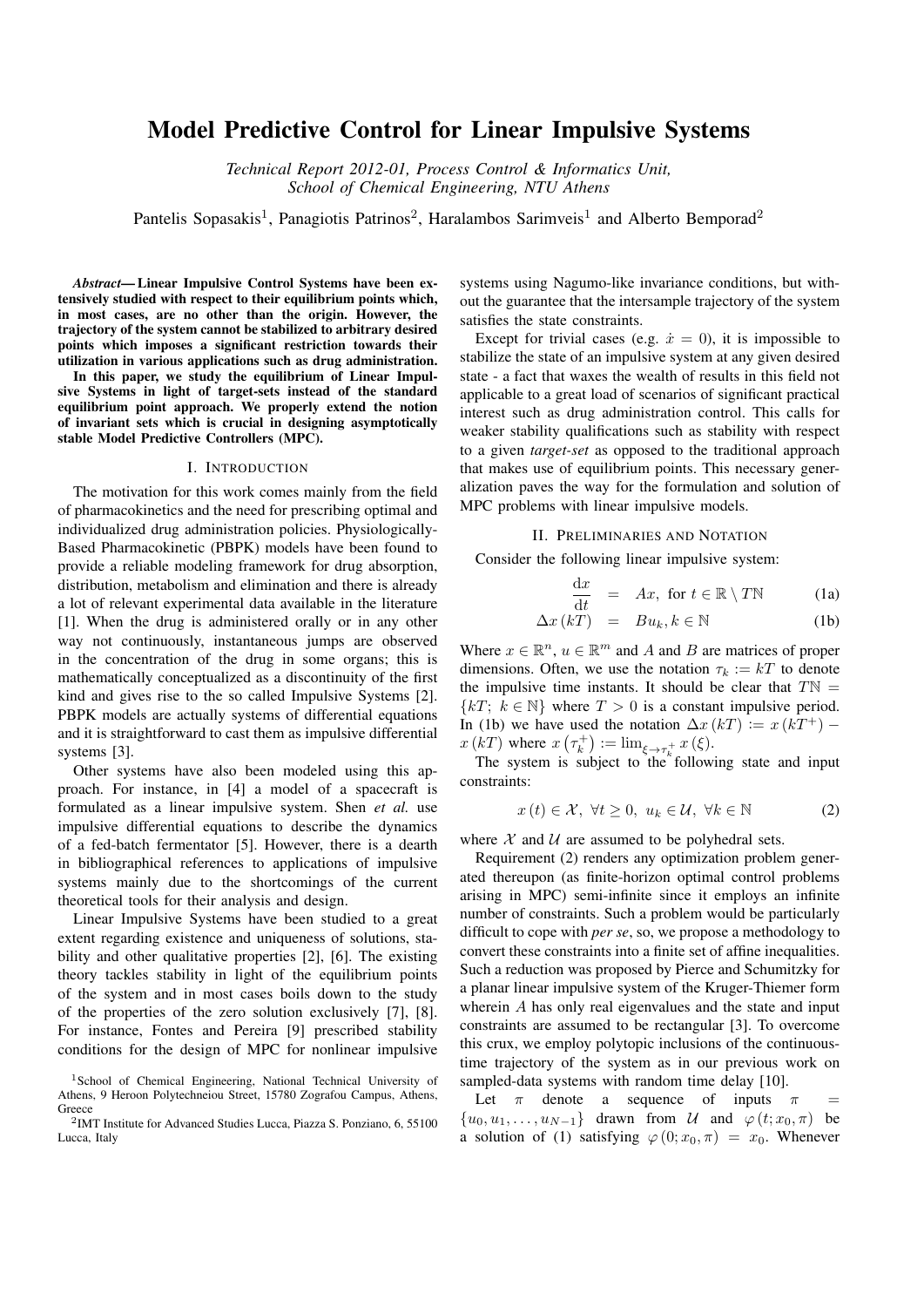# Model Predictive Control for Linear Impulsive Systems

*Technical Report 2012-01, Process Control & Informatics Unit, School of Chemical Engineering, NTU Athens*

Pantelis Sopasakis[1], Panagiotis Patrinos[2], Haralambos Sarimveis[1] and Alberto Bemporad[2]

***Abstract*— Linear Impulsive Control Systems have been extensively studied with respect to their equilibrium points which, in most cases, are no other than the origin. However, the trajectory of the system cannot be stabilized to arbitrary desired points which imposes a significant restriction towards their utilization in various applications such as drug administration. In this paper, we study the equilibrium of Linear Impulsive Systems in light of target-sets instead of the standard equilibrium point approach. We properly extend the notion of invariant sets which is crucial in designing asymptotically stable Model Predictive Controllers (MPC).**

## I. Introduction

The motivation for this work comes mainly from the field of pharmacokinetics and the need for prescribing optimal and individualized drug administration policies. Physiologically-Based Pharmacokinetic (PBPK) models have been found to provide a reliable modeling framework for drug absorption, distribution, metabolism and elimination and there is already a lot of relevant experimental data available in the literature [1]. When the drug is administered orally or in any other way not continuously, instantaneous jumps are observed in the concentration of the drug in some organs; this is mathematically conceptualized as a discontinuity of the first kind and gives rise to the so called Impulsive Systems [2]. PBPK models are actually systems of differential equations and it is straightforward to cast them as impulsive differential systems [3].

Other systems have also been modeled using this approach. For instance, in [4] a model of a spacecraft is formulated as a linear impulsive system. Shen *et al.* use impulsive differential equations to describe the dynamics of a fed-batch fermentator [5]. However, there is a dearth in bibliographical references to applications of impulsive systems mainly due to the shortcomings of the current theoretical tools for their analysis and design.

Linear Impulsive Systems have been studied to a great extent regarding existence and uniqueness of solutions, stability and other qualitative properties [2], [6]. The existing theory tackles stability in light of the equilibrium points of the system and in most cases boils down to the study of the properties of the zero solution exclusively [7], [8]. For instance, Fontes and Pereira [9] prescribed stability conditions for the design of MPC for nonlinear impulsive systems using Nagumo-like invariance conditions, but without the guarantee that the intersample trajectory of the system satisfies the state constraints.

Except for trivial cases (e.g. $\dot{x} = 0$), it is impossible to stabilize the state of an impulsive system at any given desired state - a fact that waxes the wealth of results in this field not applicable to a great load of scenarios of significant practical interest such as drug administration control. This calls for weaker stability qualifications such as stability with respect to a given *target-set* as opposed to the traditional approach that makes use of equilibrium points. This necessary generalization paves the way for the formulation and solution of MPC problems with linear impulsive models.

## II. Preliminaries and Notation

Consider the following linear impulsive system:

$$\frac{\mathrm{d}x}{\mathrm{d}t} = Ax, \text{ for } t \in \mathbb{R} \setminus T\mathbb{N} \tag{1a}$$

$$\Delta x(kT) = Bu_k, k \in \mathbb{N} \tag{1b}$$

Where $x \in \mathbb{R}^n$, $u \in \mathbb{R}^m$ and $A$ and $B$ are matrices of proper dimensions. Often, we use the notation $\tau_k := kT$ to denote the impulsive time instants. It should be clear that $T\mathbb{N} = \{kT;\ k \in \mathbb{N}\}$ where $T > 0$ is a constant impulsive period. In (1b) we have used the notation $\Delta x(kT) := x(kT^+) - x(kT)$ where $x(\tau_k^+) := \lim_{\xi \to \tau_k^+} x(\xi)$.

The system is subject to the following state and input constraints:

$$x(t) \in \mathcal{X},\ \forall t \geq 0,\ u_k \in \mathcal{U},\ \forall k \in \mathbb{N} \tag{2}$$

where $\mathcal{X}$ and $\mathcal{U}$ are assumed to be polyhedral sets.

Requirement (2) renders any optimization problem generated thereupon (as finite-horizon optimal control problems arising in MPC) semi-infinite since it employs an infinite number of constraints. Such a problem would be particularly difficult to cope with *per se*, so, we propose a methodology to convert these constraints into a finite set of affine inequalities. Such a reduction was proposed by Pierce and Schumitzky for a planar linear impulsive system of the Kruger-Thiemer form wherein $A$ has only real eigenvalues and the state and input constraints are assumed to be rectangular [3]. To overcome this crux, we employ polytopic inclusions of the continuous-time trajectory of the system as in our previous work on sampled-data systems with random time delay [10].

Let $\pi$ denote a sequence of inputs $\pi = \{u_0, u_1, \ldots, u_{N-1}\}$ drawn from $\mathcal{U}$ and $\varphi(t; x_0, \pi)$ be a solution of (1) satisfying $\varphi(0; x_0, \pi) = x_0$. Whenever

[1]School of Chemical Engineering, National Technical University of Athens, 9 Heroon Polytechneiou Street, 15780 Zografou Campus, Athens, Greece

[2]IMT Institute for Advanced Studies Lucca, Piazza S. Ponziano, 6, 55100 Lucca, Italy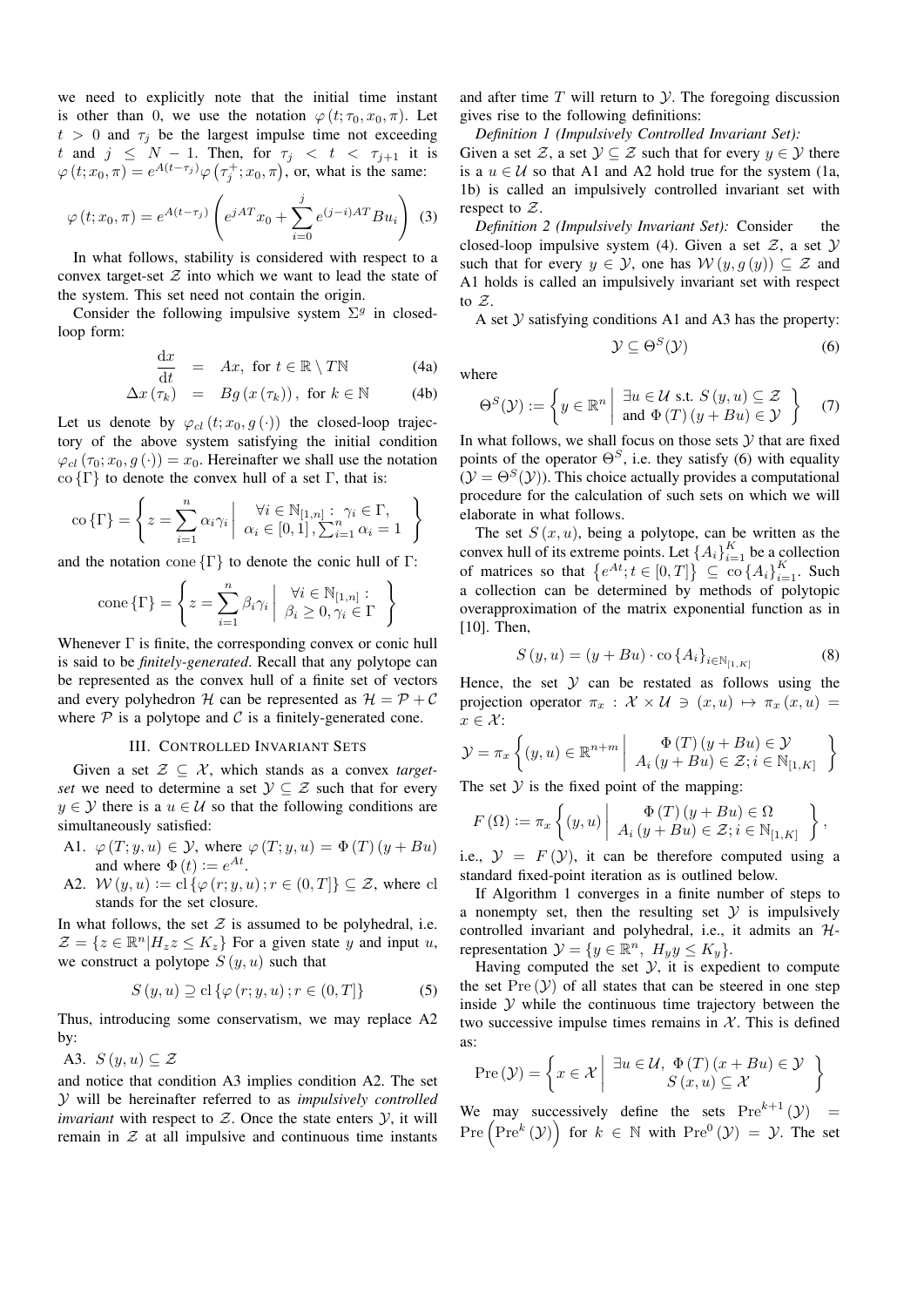we need to explicitly note that the initial time instant is other than 0, we use the notation $\varphi(t;\tau_0,x_0,\pi)$. Let $t>0$ and $\tau_j$ be the largest impulse time not exceeding $t$ and $j\leq N-1$. Then, for $\tau_j<t<\tau_{j+1}$ it is $\varphi(t;x_0,\pi)=e^{A(t-\tau_j)}\varphi(\tau_j^+;x_0,\pi)$, or, what is the same:

$$\varphi(t;x_0,\pi)=e^{A(t-\tau_j)}\left(e^{jAT}x_0+\sum_{i=0}^{j}e^{(j-i)AT}Bu_i\right) \quad (3)$$

In what follows, stability is considered with respect to a convex target-set $\mathcal{Z}$ into which we want to lead the state of the system. This set need not contain the origin.

Consider the following impulsive system $\Sigma^g$ in closed-loop form:

$$\frac{\mathrm{d}x}{\mathrm{d}t} = Ax, \text{ for } t\in\mathbb{R}\setminus T\mathbb{N} \quad (4a)$$

$$\Delta x(\tau_k) = Bg(x(\tau_k)), \text{ for } k\in\mathbb{N} \quad (4b)$$

Let us denote by $\varphi_{cl}(t;x_0,g(\cdot))$ the closed-loop trajectory of the above system satisfying the initial condition $\varphi_{cl}(\tau_0;x_0,g(\cdot))=x_0$. Hereinafter we shall use the notation $\mathrm{co}\{\Gamma\}$ to denote the convex hull of a set $\Gamma$, that is:

$$\mathrm{co}\{\Gamma\}=\left\{z=\sum_{i=1}^{n}\alpha_i\gamma_i \,\middle|\, \begin{array}{l}\forall i\in\mathbb{N}_{[1,n]}:\ \gamma_i\in\Gamma,\\ \alpha_i\in[0,1],\sum_{i=1}^{n}\alpha_i=1\end{array}\right\}$$

and the notation $\mathrm{cone}\{\Gamma\}$ to denote the conic hull of $\Gamma$:

$$\mathrm{cone}\{\Gamma\}=\left\{z=\sum_{i=1}^{n}\beta_i\gamma_i \,\middle|\, \begin{array}{l}\forall i\in\mathbb{N}_{[1,n]}:\\ \beta_i\geq 0,\gamma_i\in\Gamma\end{array}\right\}$$

Whenever $\Gamma$ is finite, the corresponding convex or conic hull is said to be *finitely-generated*. Recall that any polytope can be represented as the convex hull of a finite set of vectors and every polyhedron $\mathcal{H}$ can be represented as $\mathcal{H}=\mathcal{P}+\mathcal{C}$ where $\mathcal{P}$ is a polytope and $\mathcal{C}$ is a finitely-generated cone.

## III. Controlled Invariant Sets

Given a set $\mathcal{Z}\subseteq\mathcal{X}$, which stands as a convex *target-set* we need to determine a set $\mathcal{Y}\subseteq\mathcal{Z}$ such that for every $y\in\mathcal{Y}$ there is a $u\in\mathcal{U}$ so that the following conditions are simultaneously satisfied:

A1. $\varphi(T;y,u)\in\mathcal{Y}$, where $\varphi(T;y,u)=\Phi(T)(y+Bu)$ and where $\Phi(t):=e^{At}$.

A2. $\mathcal{W}(y,u):=\mathrm{cl}\{\varphi(r;y,u);r\in(0,T]\}\subseteq\mathcal{Z}$, where cl stands for the set closure.

In what follows, the set $\mathcal{Z}$ is assumed to be polyhedral, i.e. $\mathcal{Z}=\{z\in\mathbb{R}^n|H_z z\leq K_z\}$ For a given state $y$ and input $u$, we construct a polytope $S(y,u)$ such that

$$S(y,u)\supseteq\mathrm{cl}\{\varphi(r;y,u);r\in(0,T]\} \quad (5)$$

Thus, introducing some conservatism, we may replace A2 by:

A3. $S(y,u)\subseteq\mathcal{Z}$

and notice that condition A3 implies condition A2. The set $\mathcal{Y}$ will be hereinafter referred to as *impulsively controlled invariant* with respect to $\mathcal{Z}$. Once the state enters $\mathcal{Y}$, it will remain in $\mathcal{Z}$ at all impulsive and continuous time instants and after time $T$ will return to $\mathcal{Y}$. The foregoing discussion gives rise to the following definitions:

*Definition 1 (Impulsively Controlled Invariant Set):* Given a set $\mathcal{Z}$, a set $\mathcal{Y}\subseteq\mathcal{Z}$ such that for every $y\in\mathcal{Y}$ there is a $u\in\mathcal{U}$ so that A1 and A2 hold true for the system (1a, 1b) is called an impulsively controlled invariant set with respect to $\mathcal{Z}$.

*Definition 2 (Impulsively Invariant Set):* Consider the closed-loop impulsive system (4). Given a set $\mathcal{Z}$, a set $\mathcal{Y}$ such that for every $y\in\mathcal{Y}$, one has $\mathcal{W}(y,g(y))\subseteq\mathcal{Z}$ and A1 holds is called an impulsively invariant set with respect to $\mathcal{Z}$.

A set $\mathcal{Y}$ satisfying conditions A1 and A3 has the property:

$$\mathcal{Y}\subseteq\Theta^S(\mathcal{Y}) \quad (6)$$

where

$$\Theta^S(\mathcal{Y}):=\left\{y\in\mathbb{R}^n \,\middle|\, \begin{array}{l}\exists u\in\mathcal{U}\text{ s.t. } S(y,u)\subseteq\mathcal{Z}\\ \text{and } \Phi(T)(y+Bu)\in\mathcal{Y}\end{array}\right\} \quad (7)$$

In what follows, we shall focus on those sets $\mathcal{Y}$ that are fixed points of the operator $\Theta^S$, i.e. they satisfy (6) with equality ($\mathcal{Y}=\Theta^S(\mathcal{Y})$). This choice actually provides a computational procedure for the calculation of such sets on which we will elaborate in what follows.

The set $S(x,u)$, being a polytope, can be written as the convex hull of its extreme points. Let $\{A_i\}_{i=1}^K$ be a collection of matrices so that $\{e^{At};t\in[0,T]\}\subseteq\mathrm{co}\{A_i\}_{i=1}^K$. Such a collection can be determined by methods of polytopic overapproximation of the matrix exponential function as in [10]. Then,

$$S(y,u)=(y+Bu)\cdot\mathrm{co}\{A_i\}_{i\in\mathbb{N}_{[1,K]}} \quad (8)$$

Hence, the set $\mathcal{Y}$ can be restated as follows using the projection operator $\pi_x:\mathcal{X}\times\mathcal{U}\ni(x,u)\mapsto\pi_x(x,u)=x\in\mathcal{X}$:

$$\mathcal{Y}=\pi_x\left\{(y,u)\in\mathbb{R}^{n+m} \,\middle|\, \begin{array}{c}\Phi(T)(y+Bu)\in\mathcal{Y}\\ A_i(y+Bu)\in\mathcal{Z};i\in\mathbb{N}_{[1,K]}\end{array}\right\}$$

The set $\mathcal{Y}$ is the fixed point of the mapping:

$$F(\Omega):=\pi_x\left\{(y,u) \,\middle|\, \begin{array}{c}\Phi(T)(y+Bu)\in\Omega\\ A_i(y+Bu)\in\mathcal{Z};i\in\mathbb{N}_{[1,K]}\end{array}\right\},$$

i.e., $\mathcal{Y}=F(\mathcal{Y})$, it can be therefore computed using a standard fixed-point iteration as is outlined below.

If Algorithm 1 converges in a finite number of steps to a nonempty set, then the resulting set $\mathcal{Y}$ is impulsively controlled invariant and polyhedral, i.e., it admits an $\mathcal{H}$-representation $\mathcal{Y}=\{y\in\mathbb{R}^n,\ H_y y\leq K_y\}$.

Having computed the set $\mathcal{Y}$, it is expedient to compute the set $\mathrm{Pre}(\mathcal{Y})$ of all states that can be steered in one step inside $\mathcal{Y}$ while the continuous time trajectory between the two successive impulse times remains in $\mathcal{X}$. This is defined as:

$$\mathrm{Pre}(\mathcal{Y})=\left\{x\in\mathcal{X} \,\middle|\, \begin{array}{c}\exists u\in\mathcal{U},\ \Phi(T)(x+Bu)\in\mathcal{Y}\\ S(x,u)\subseteq\mathcal{X}\end{array}\right\}$$

We may successively define the sets $\mathrm{Pre}^{k+1}(\mathcal{Y})=\mathrm{Pre}\left(\mathrm{Pre}^k(\mathcal{Y})\right)$ for $k\in\mathbb{N}$ with $\mathrm{Pre}^0(\mathcal{Y})=\mathcal{Y}$. The set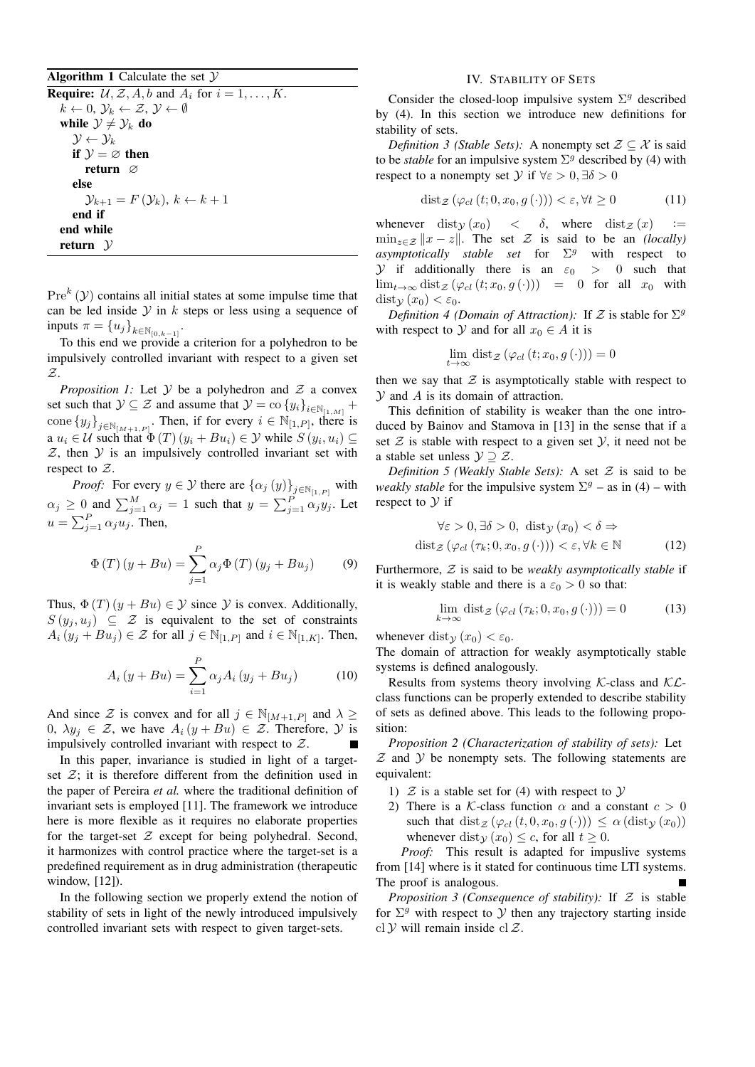**Algorithm 1** Calculate the set $\mathcal{Y}$

**Require:** $\mathcal{U}, \mathcal{Z}, A, b$ and $A_i$ for $i = 1, \ldots, K$.

```
k ← 0, Y_k ← Z, Y ← ∅
while Y ≠ Y_k do
    Y ← Y_k
    if Y = ∅ then
        return ∅
    else
        Y_{k+1} = F(Y_k), k ← k + 1
    end if
end while
return Y
```

$\mathrm{Pre}^k(\mathcal{Y})$ contains all initial states at some impulse time that can be led inside $\mathcal{Y}$ in $k$ steps or less using a sequence of inputs $\pi = \{u_j\}_{k\in\mathbb{N}_{[0,k-1]}}$.

To this end we provide a criterion for a polyhedron to be impulsively controlled invariant with respect to a given set $\mathcal{Z}$.

*Proposition 1:* Let $\mathcal{Y}$ be a polyhedron and $\mathcal{Z}$ a convex set such that $\mathcal{Y} \subseteq \mathcal{Z}$ and assume that $\mathcal{Y} = \mathrm{co}\{y_i\}_{i\in\mathbb{N}_{[1,M]}} + \mathrm{cone}\{y_j\}_{j\in\mathbb{N}_{[M+1,P]}}$. Then, if for every $i \in \mathbb{N}_{[1,P]}$, there is a $u_i \in \mathcal{U}$ such that $\Phi(T)(y_i + Bu_i) \in \mathcal{Y}$ while $S(y_i, u_i) \subseteq \mathcal{Z}$, then $\mathcal{Y}$ is an impulsively controlled invariant set with respect to $\mathcal{Z}$.

*Proof:* For every $y \in \mathcal{Y}$ there are $\{\alpha_j(y)\}_{j\in\mathbb{N}_{[1,P]}}$ with $\alpha_j \geq 0$ and $\sum_{j=1}^{M} \alpha_j = 1$ such that $y = \sum_{j=1}^{P} \alpha_j y_j$. Let $u = \sum_{j=1}^{P} \alpha_j u_j$. Then,

$$\Phi(T)(y + Bu) = \sum_{j=1}^{P} \alpha_j \Phi(T)(y_j + Bu_j) \tag{9}$$

Thus, $\Phi(T)(y + Bu) \in \mathcal{Y}$ since $\mathcal{Y}$ is convex. Additionally, $S(y_j, u_j) \subseteq \mathcal{Z}$ is equivalent to the set of constraints $A_i(y_j + Bu_j) \in \mathcal{Z}$ for all $j \in \mathbb{N}_{[1,P]}$ and $i \in \mathbb{N}_{[1,K]}$. Then,

$$A_i(y + Bu) = \sum_{i=1}^{P} \alpha_j A_i(y_j + Bu_j) \tag{10}$$

And since $\mathcal{Z}$ is convex and for all $j \in \mathbb{N}_{[M+1,P]}$ and $\lambda \geq 0$, $\lambda y_j \in \mathcal{Z}$, we have $A_i(y + Bu) \in \mathcal{Z}$. Therefore, $\mathcal{Y}$ is impulsively controlled invariant with respect to $\mathcal{Z}$. ∎

In this paper, invariance is studied in light of a target-set $\mathcal{Z}$; it is therefore different from the definition used in the paper of Pereira *et al.* where the traditional definition of invariant sets is employed [11]. The framework we introduce here is more flexible as it requires no elaborate properties for the target-set $\mathcal{Z}$ except for being polyhedral. Second, it harmonizes with control practice where the target-set is a predefined requirement as in drug administration (therapeutic window, [12]).

In the following section we properly extend the notion of stability of sets in light of the newly introduced impulsively controlled invariant sets with respect to given target-sets.

## IV. Stability of Sets

Consider the closed-loop impulsive system $\Sigma^g$ described by (4). In this section we introduce new definitions for stability of sets.

*Definition 3 (Stable Sets):* A nonempty set $\mathcal{Z} \subseteq \mathcal{X}$ is said to be *stable* for an impulsive system $\Sigma^g$ described by (4) with respect to a nonempty set $\mathcal{Y}$ if $\forall \varepsilon > 0, \exists \delta > 0$

$$\mathrm{dist}_{\mathcal{Z}}(\varphi_{cl}(t; 0, x_0, g(\cdot))) < \varepsilon, \forall t \geq 0 \tag{11}$$

whenever $\mathrm{dist}_{\mathcal{Y}}(x_0) < \delta$, where $\mathrm{dist}_{\mathcal{Z}}(x) := \min_{z\in\mathcal{Z}} \|x - z\|$. The set $\mathcal{Z}$ is said to be an *(locally) asymptotically stable set* for $\Sigma^g$ with respect to $\mathcal{Y}$ if additionally there is an $\varepsilon_0 > 0$ such that $\lim_{t\to\infty} \mathrm{dist}_{\mathcal{Z}}(\varphi_{cl}(t; x_0, g(\cdot))) = 0$ for all $x_0$ with $\mathrm{dist}_{\mathcal{Y}}(x_0) < \varepsilon_0$.

*Definition 4 (Domain of Attraction):* If $\mathcal{Z}$ is stable for $\Sigma^g$ with respect to $\mathcal{Y}$ and for all $x_0 \in A$ it is

$$\lim_{t\to\infty} \mathrm{dist}_{\mathcal{Z}}(\varphi_{cl}(t; x_0, g(\cdot))) = 0$$

then we say that $\mathcal{Z}$ is asymptotically stable with respect to $\mathcal{Y}$ and $A$ is its domain of attraction.

This definition of stability is weaker than the one introduced by Bainov and Stamova in [13] in the sense that if a set $\mathcal{Z}$ is stable with respect to a given set $\mathcal{Y}$, it need not be a stable set unless $\mathcal{Y} \supseteq \mathcal{Z}$.

*Definition 5 (Weakly Stable Sets):* A set $\mathcal{Z}$ is said to be *weakly stable* for the impulsive system $\Sigma^g$ – as in (4) – with respect to $\mathcal{Y}$ if

$$\begin{gathered}\forall \varepsilon > 0, \exists \delta > 0, \ \mathrm{dist}_{\mathcal{Y}}(x_0) < \delta \Rightarrow \\ \mathrm{dist}_{\mathcal{Z}}(\varphi_{cl}(\tau_k; 0, x_0, g(\cdot))) < \varepsilon, \forall k \in \mathbb{N}\end{gathered} \tag{12}$$

Furthermore, $\mathcal{Z}$ is said to be *weakly asymptotically stable* if it is weakly stable and there is a $\varepsilon_0 > 0$ so that:

$$\lim_{k\to\infty} \mathrm{dist}_{\mathcal{Z}}(\varphi_{cl}(\tau_k; 0, x_0, g(\cdot))) = 0 \tag{13}$$

whenever $\mathrm{dist}_{\mathcal{Y}}(x_0) < \varepsilon_0$.

The domain of attraction for weakly asymptotically stable systems is defined analogously.

Results from systems theory involving $\mathcal{K}$-class and $\mathcal{KL}$-class functions can be properly extended to describe stability of sets as defined above. This leads to the following proposition:

*Proposition 2 (Characterization of stability of sets):* Let $\mathcal{Z}$ and $\mathcal{Y}$ be nonempty sets. The following statements are equivalent:

1) $\mathcal{Z}$ is a stable set for (4) with respect to $\mathcal{Y}$
2) There is a $\mathcal{K}$-class function $\alpha$ and a constant $c > 0$ such that $\mathrm{dist}_{\mathcal{Z}}(\varphi_{cl}(t, 0, x_0, g(\cdot))) \leq \alpha(\mathrm{dist}_{\mathcal{Y}}(x_0))$ whenever $\mathrm{dist}_{\mathcal{Y}}(x_0) \leq c$, for all $t \geq 0$.

*Proof:* This result is adapted for impulsive systems from [14] where is it stated for continuous time LTI systems. The proof is analogous. ∎

*Proposition 3 (Consequence of stability):* If $\mathcal{Z}$ is stable for $\Sigma^g$ with respect to $\mathcal{Y}$ then any trajectory starting inside $\mathrm{cl}\,\mathcal{Y}$ will remain inside $\mathrm{cl}\,\mathcal{Z}$.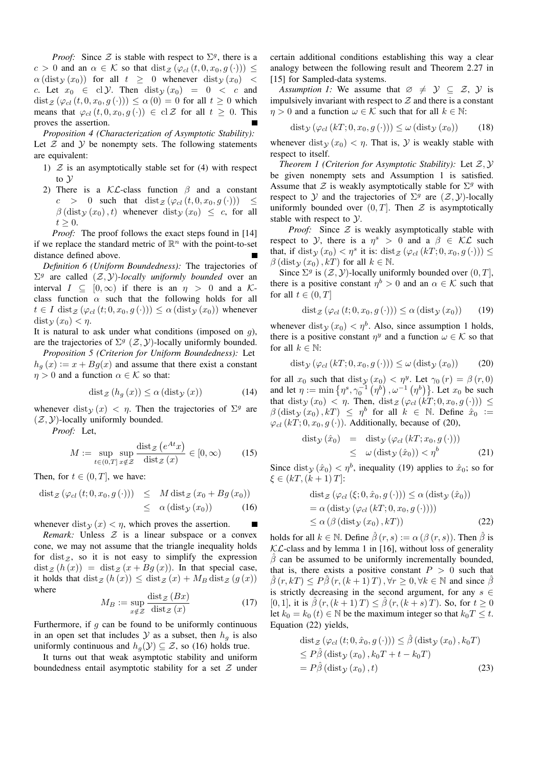*Proof:* Since $\mathcal{Z}$ is stable with respect to $\Sigma^g$, there is a $c > 0$ and an $\alpha \in \mathcal{K}$ so that $\operatorname{dist}_{\mathcal{Z}}(\varphi_{cl}(t, 0, x_0, g(\cdot))) \leq \alpha(\operatorname{dist}_{\mathcal{Y}}(x_0))$ for all $t \geq 0$ whenever $\operatorname{dist}_{\mathcal{Y}}(x_0) < c$. Let $x_0 \in \operatorname{cl}\mathcal{Y}$. Then $\operatorname{dist}_{\mathcal{Y}}(x_0) = 0 < c$ and $\operatorname{dist}_{\mathcal{Z}}(\varphi_{cl}(t, 0, x_0, g(\cdot))) \leq \alpha(0) = 0$ for all $t \geq 0$ which means that $\varphi_{cl}(t, 0, x_0, g(\cdot)) \in \operatorname{cl}\mathcal{Z}$ for all $t \geq 0$. This proves the assertion. ∎

*Proposition 4 (Characterization of Asymptotic Stability):* Let $\mathcal{Z}$ and $\mathcal{Y}$ be nonempty sets. The following statements are equivalent:

1) $\mathcal{Z}$ is an asymptotically stable set for (4) with respect to $\mathcal{Y}$
2) There is a $\mathcal{KL}$-class function $\beta$ and a constant $c > 0$ such that $\operatorname{dist}_{\mathcal{Z}}(\varphi_{cl}(t, 0, x_0, g(\cdot))) \leq \beta(\operatorname{dist}_{\mathcal{Y}}(x_0), t)$ whenever $\operatorname{dist}_{\mathcal{Y}}(x_0) \leq c$, for all $t \geq 0$.

*Proof:* The proof follows the exact steps found in [14] if we replace the standard metric of $\mathbb{R}^n$ with the point-to-set distance defined above. ∎

*Definition 6 (Uniform Boundedness):* The trajectories of $\Sigma^g$ are called $(\mathcal{Z}, \mathcal{Y})$-*locally uniformly bounded* over an interval $I \subseteq [0, \infty)$ if there is an $\eta > 0$ and a $\mathcal{K}$-class function $\alpha$ such that the following holds for all $t \in I$ $\operatorname{dist}_{\mathcal{Z}}(\varphi_{cl}(t; 0, x_0, g(\cdot))) \leq \alpha(\operatorname{dist}_{\mathcal{Y}}(x_0))$ whenever $\operatorname{dist}_{\mathcal{Y}}(x_0) < \eta$.

It is natural to ask under what conditions (imposed on $g$), are the trajectories of $\Sigma^g$ $(\mathcal{Z}, \mathcal{Y})$-locally uniformly bounded.

*Proposition 5 (Criterion for Uniform Boundedness):* Let $h_g(x) := x + Bg(x)$ and assume that there exist a constant $\eta > 0$ and a function $\alpha \in \mathcal{K}$ so that:

$$\operatorname{dist}_{\mathcal{Z}}(h_g(x)) \leq \alpha(\operatorname{dist}_{\mathcal{Y}}(x)) \tag{14}$$

whenever $\operatorname{dist}_{\mathcal{Y}}(x) < \eta$. Then the trajectories of $\Sigma^g$ are $(\mathcal{Z}, \mathcal{Y})$-locally uniformly bounded.

*Proof:* Let,

$$M := \sup_{t \in (0,T]} \sup_{x \notin \mathcal{Z}} \frac{\operatorname{dist}_{\mathcal{Z}}(e^{At}x)}{\operatorname{dist}_{\mathcal{Z}}(x)} \in [0, \infty) \tag{15}$$

Then, for $t \in (0, T]$, we have:

$$\begin{aligned}
\operatorname{dist}_{\mathcal{Z}}(\varphi_{cl}(t; 0, x_0, g(\cdot))) &\leq M \operatorname{dist}_{\mathcal{Z}}(x_0 + Bg(x_0)) \\
&\leq \alpha(\operatorname{dist}_{\mathcal{Y}}(x_0))
\end{aligned} \tag{16}$$

whenever $\operatorname{dist}_{\mathcal{Y}}(x) < \eta$, which proves the assertion. ∎

*Remark:* Unless $\mathcal{Z}$ is a linear subspace or a convex cone, we may not assume that the triangle inequality holds for $\operatorname{dist}_{\mathcal{Z}}$, so it is not easy to simplify the expression $\operatorname{dist}_{\mathcal{Z}}(h(x)) = \operatorname{dist}_{\mathcal{Z}}(x + Bg(x))$. In that special case, it holds that $\operatorname{dist}_{\mathcal{Z}}(h(x)) \leq \operatorname{dist}_{\mathcal{Z}}(x) + M_B \operatorname{dist}_{\mathcal{Z}}(g(x))$ where

$$M_B := \sup_{x \notin \mathcal{Z}} \frac{\operatorname{dist}_{\mathcal{Z}}(Bx)}{\operatorname{dist}_{\mathcal{Z}}(x)} \tag{17}$$

Furthermore, if $g$ can be found to be uniformly continuous in an open set that includes $\mathcal{Y}$ as a subset, then $h_g$ is also uniformly continuous and $h_g(\mathcal{Y}) \subseteq \mathcal{Z}$, so (16) holds true.

It turns out that weak asymptotic stability and uniform boundedness entail asymptotic stability for a set $\mathcal{Z}$ under certain additional conditions establishing this way a clear analogy between the following result and Theorem 2.27 in [15] for Sampled-data systems.

*Assumption 1:* We assume that $\varnothing \neq \mathcal{Y} \subseteq \mathcal{Z}$, $\mathcal{Y}$ is impulsively invariant with respect to $\mathcal{Z}$ and there is a constant $\eta > 0$ and a function $\omega \in \mathcal{K}$ such that for all $k \in \mathbb{N}$:

$$\operatorname{dist}_{\mathcal{Y}}(\varphi_{cl}(kT; 0, x_0, g(\cdot))) \leq \omega(\operatorname{dist}_{\mathcal{Y}}(x_0)) \tag{18}$$

whenever $\operatorname{dist}_{\mathcal{Y}}(x_0) < \eta$. That is, $\mathcal{Y}$ is weakly stable with respect to itself.

*Theorem 1 (Criterion for Asymptotic Stability):* Let $\mathcal{Z}, \mathcal{Y}$ be given nonempty sets and Assumption 1 is satisfied. Assume that $\mathcal{Z}$ is weakly asymptotically stable for $\Sigma^g$ with respect to $\mathcal{Y}$ and the trajectories of $\Sigma^g$ are $(\mathcal{Z}, \mathcal{Y})$-locally uniformly bounded over $(0, T]$. Then $\mathcal{Z}$ is asymptotically stable with respect to $\mathcal{Y}$.

*Proof:* Since $\mathcal{Z}$ is weakly asymptotically stable with respect to $\mathcal{Y}$, there is a $\eta^s > 0$ and a $\beta \in \mathcal{KL}$ such that, if $\operatorname{dist}_{\mathcal{Y}}(x_0) < \eta^s$ it is: $\operatorname{dist}_{\mathcal{Z}}(\varphi_{cl}(kT; 0, x_0, g(\cdot))) \leq \beta(\operatorname{dist}_{\mathcal{Y}}(x_0), kT)$ for all $k \in \mathbb{N}$.

Since $\Sigma^g$ is $(\mathcal{Z}, \mathcal{Y})$-locally uniformly bounded over $(0, T]$, there is a positive constant $\eta^b > 0$ and an $\alpha \in \mathcal{K}$ such that for all $t \in (0, T]$

$$\operatorname{dist}_{\mathcal{Z}}(\varphi_{cl}(t; 0, x_0, g(\cdot))) \leq \alpha(\operatorname{dist}_{\mathcal{Y}}(x_0)) \tag{19}$$

whenever $\operatorname{dist}_{\mathcal{Y}}(x_0) < \eta^b$. Also, since assumption 1 holds, there is a positive constant $\eta^y$ and a function $\omega \in \mathcal{K}$ so that for all $k \in \mathbb{N}$:

$$\operatorname{dist}_{\mathcal{Y}}(\varphi_{cl}(kT; 0, x_0, g(\cdot))) \leq \omega(\operatorname{dist}_{\mathcal{Y}}(x_0)) \tag{20}$$

for all $x_0$ such that $\operatorname{dist}_{\mathcal{Y}}(x_0) < \eta^y$. Let $\gamma_0(r) = \beta(r, 0)$ and let $\eta := \min\{\eta^s, \gamma_0^{-1}(\eta^b), \omega^{-1}(\eta^b)\}$. Let $x_0$ be such that $\operatorname{dist}_{\mathcal{Y}}(x_0) < \eta$. Then, $\operatorname{dist}_{\mathcal{Z}}(\varphi_{cl}(kT; 0, x_0, g(\cdot))) \leq \beta(\operatorname{dist}_{\mathcal{Y}}(x_0), kT) \leq \eta^b$ for all $k \in \mathbb{N}$. Define $\hat{x}_0 := \varphi_{cl}(kT; 0, x_0, g(\cdot))$. Additionally, because of (20),

$$\begin{aligned}
\operatorname{dist}_{\mathcal{Y}}(\hat{x}_0) &= \operatorname{dist}_{\mathcal{Y}}(\varphi_{cl}(kT; x_0, g(\cdot))) \\
&\leq \omega(\operatorname{dist}_{\mathcal{Y}}(\hat{x}_0)) < \eta^b
\end{aligned} \tag{21}$$

Since $\operatorname{dist}_{\mathcal{Y}}(\hat{x}_0) < \eta^b$, inequality (19) applies to $\hat{x}_0$; so for $\xi \in (kT, (k+1)T]$:

$$\begin{aligned}
&\operatorname{dist}_{\mathcal{Z}}(\varphi_{cl}(\xi; 0, \hat{x}_0, g(\cdot))) \leq \alpha(\operatorname{dist}_{\mathcal{Y}}(\hat{x}_0)) \\
&= \alpha(\operatorname{dist}_{\mathcal{Y}}(\varphi_{cl}(kT; 0, x_0, g(\cdot)))) \\
&\leq \alpha(\beta(\operatorname{dist}_{\mathcal{Y}}(x_0), kT))
\end{aligned} \tag{22}$$

holds for all $k \in \mathbb{N}$. Define $\hat{\beta}(r, s) := \alpha(\beta(r, s))$. Then $\hat{\beta}$ is $\mathcal{KL}$-class and by lemma 1 in [16], without loss of generality $\hat{\beta}$ can be assumed to be uniformly incrementally bounded, that is, there exists a positive constant $P > 0$ such that $\hat{\beta}(r, kT) \leq P\hat{\beta}(r, (k+1)T), \forall r \geq 0, \forall k \in \mathbb{N}$ and since $\hat{\beta}$ is strictly decreasing in the second argument, for any $s \in [0, 1]$, it is $\hat{\beta}(r, (k+1)T) \leq \hat{\beta}(r, (k+s)T)$. So, for $t \geq 0$ let $k_0 = k_0(t) \in \mathbb{N}$ be the maximum integer so that $k_0 T \leq t$. Equation (22) yields,

$$\begin{aligned}
&\operatorname{dist}_{\mathcal{Z}}(\varphi_{cl}(t; 0, \hat{x}_0, g(\cdot))) \leq \hat{\beta}(\operatorname{dist}_{\mathcal{Y}}(x_0), k_0 T) \\
&\leq P\hat{\beta}(\operatorname{dist}_{\mathcal{Y}}(x_0), k_0 T + t - k_0 T) \\
&= P\hat{\beta}(\operatorname{dist}_{\mathcal{Y}}(x_0), t)
\end{aligned} \tag{23}$$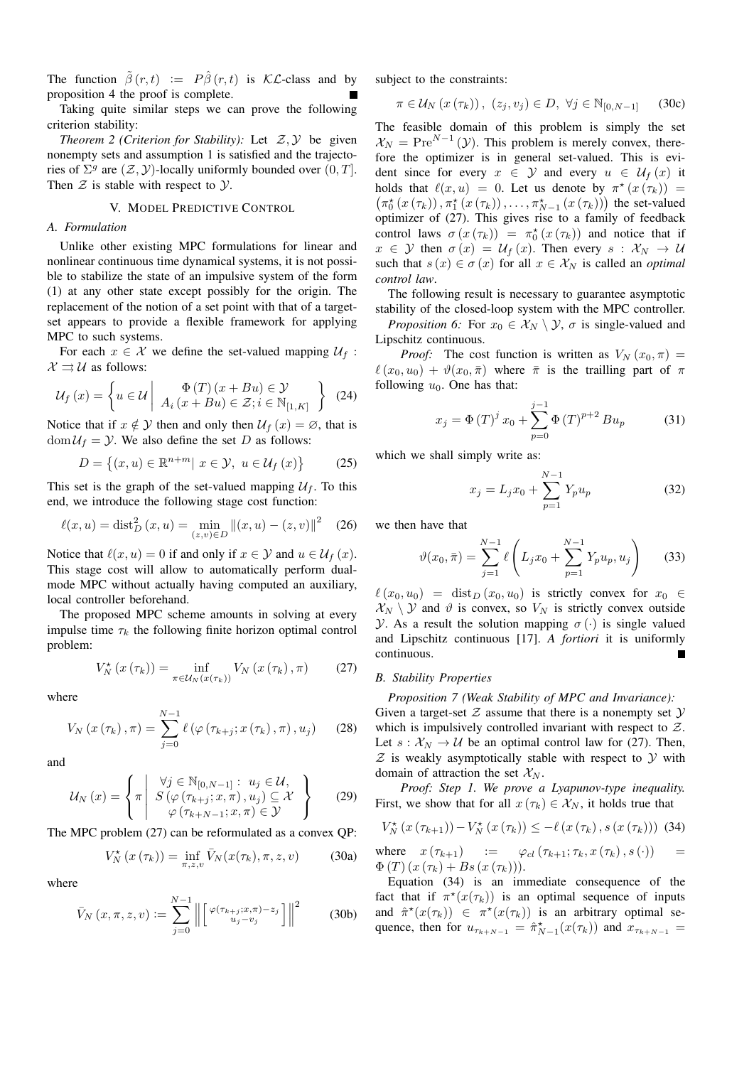The function $\tilde{\beta}(r,t) := P\hat{\beta}(r,t)$ is $\mathcal{KL}$-class and by proposition 4 the proof is complete. ■

Taking quite similar steps we can prove the following criterion stability:

*Theorem 2 (Criterion for Stability):* Let $\mathcal{Z}, \mathcal{Y}$ be given nonempty sets and assumption 1 is satisfied and the trajectories of $\Sigma^g$ are $(\mathcal{Z},\mathcal{Y})$-locally uniformly bounded over $(0,T]$. Then $\mathcal{Z}$ is stable with respect to $\mathcal{Y}$.

## V. Model Predictive Control

### A. Formulation

Unlike other existing MPC formulations for linear and nonlinear continuous time dynamical systems, it is not possible to stabilize the state of an impulsive system of the form (1) at any other state except possibly for the origin. The replacement of the notion of a set point with that of a target-set appears to provide a flexible framework for applying MPC to such systems.

For each $x \in \mathcal{X}$ we define the set-valued mapping $\mathcal{U}_f : \mathcal{X} \rightrightarrows \mathcal{U}$ as follows:

$$\mathcal{U}_f(x) = \left\{ u \in \mathcal{U} \;\middle|\; \begin{array}{c} \Phi(T)(x+Bu) \in \mathcal{Y} \\ A_i(x+Bu) \in \mathcal{Z}; i \in \mathbb{N}_{[1,K]} \end{array} \right\} \quad (24)$$

Notice that if $x \notin \mathcal{Y}$ then and only then $\mathcal{U}_f(x) = \varnothing$, that is $\mathrm{dom}\,\mathcal{U}_f = \mathcal{Y}$. We also define the set $D$ as follows:

$$D = \left\{(x,u) \in \mathbb{R}^{n+m} \mid x \in \mathcal{Y},\ u \in \mathcal{U}_f(x)\right\} \quad (25)$$

This set is the graph of the set-valued mapping $\mathcal{U}_f$. To this end, we introduce the following stage cost function:

$$\ell(x,u) = \mathrm{dist}^2_D(x,u) = \min_{(z,v)\in D} \|(x,u)-(z,v)\|^2 \quad (26)$$

Notice that $\ell(x,u) = 0$ if and only if $x \in \mathcal{Y}$ and $u \in \mathcal{U}_f(x)$. This stage cost will allow to automatically perform dual-mode MPC without actually having computed an auxiliary, local controller beforehand.

The proposed MPC scheme amounts in solving at every impulse time $\tau_k$ the following finite horizon optimal control problem:

$$V_N^\star(x(\tau_k)) = \inf_{\pi \in \mathcal{U}_N(x(\tau_k))} V_N(x(\tau_k),\pi) \quad (27)$$

where

$$V_N(x(\tau_k),\pi) = \sum_{j=0}^{N-1} \ell\left(\varphi(\tau_{k+j}; x(\tau_k),\pi), u_j\right) \quad (28)$$

and

$$\mathcal{U}_N(x) = \left\{ \pi \;\middle|\; \begin{array}{c} \forall j \in \mathbb{N}_{[0,N-1]}:\ u_j \in \mathcal{U}, \\ S(\varphi(\tau_{k+j};x,\pi),u_j) \subseteq \mathcal{X} \\ \varphi(\tau_{k+N-1};x,\pi) \in \mathcal{Y} \end{array} \right\} \quad (29)$$

The MPC problem (27) can be reformulated as a convex QP:

$$V_N^\star(x(\tau_k)) = \inf_{\pi,z,v} \bar{V}_N(x(\tau_k),\pi,z,v) \quad (30a)$$

where

$$\bar{V}_N(x,\pi,z,v) := \sum_{j=0}^{N-1} \left\| \begin{bmatrix} \varphi(\tau_{k+j};x,\pi)-z_j \\ u_j - v_j \end{bmatrix} \right\|^2 \quad (30b)$$

subject to the constraints:

$$\pi \in \mathcal{U}_N(x(\tau_k)),\ (z_j,v_j) \in D,\ \forall j \in \mathbb{N}_{[0,N-1]} \quad (30c)$$

The feasible domain of this problem is simply the set $\mathcal{X}_N = \mathrm{Pre}^{N-1}(\mathcal{Y})$. This problem is merely convex, therefore the optimizer is in general set-valued. This is evident since for every $x \in \mathcal{Y}$ and every $u \in \mathcal{U}_f(x)$ it holds that $\ell(x,u) = 0$. Let us denote by $\pi^\star(x(\tau_k)) = \left(\pi_0^\star(x(\tau_k)), \pi_1^\star(x(\tau_k)), \ldots, \pi_{N-1}^\star(x(\tau_k))\right)$ the set-valued optimizer of (27). This gives rise to a family of feedback control laws $\sigma(x(\tau_k)) = \pi_0^\star(x(\tau_k))$ and notice that if $x \in \mathcal{Y}$ then $\sigma(x) = \mathcal{U}_f(x)$. Then every $s : \mathcal{X}_N \to \mathcal{U}$ such that $s(x) \in \sigma(x)$ for all $x \in \mathcal{X}_N$ is called an *optimal control law*.

The following result is necessary to guarantee asymptotic stability of the closed-loop system with the MPC controller.

*Proposition 6:* For $x_0 \in \mathcal{X}_N \setminus \mathcal{Y}$, $\sigma$ is single-valued and Lipschitz continuous.

*Proof:* The cost function is written as $V_N(x_0,\pi) = \ell(x_0,u_0) + \vartheta(x_0,\bar{\pi})$ where $\bar{\pi}$ is the trailling part of $\pi$ following $u_0$. One has that:

$$x_j = \Phi(T)^j x_0 + \sum_{p=0}^{j-1} \Phi(T)^{p+2} B u_p \quad (31)$$

which we shall simply write as:

$$x_j = L_j x_0 + \sum_{p=1}^{N-1} Y_p u_p \quad (32)$$

we then have that

$$\vartheta(x_0,\bar{\pi}) = \sum_{j=1}^{N-1} \ell\left(L_j x_0 + \sum_{p=1}^{N-1} Y_p u_p, u_j\right) \quad (33)$$

$\ell(x_0,u_0) = \mathrm{dist}_D(x_0,u_0)$ is strictly convex for $x_0 \in \mathcal{X}_N \setminus \mathcal{Y}$ and $\vartheta$ is convex, so $V_N$ is strictly convex outside $\mathcal{Y}$. As a result the solution mapping $\sigma(\cdot)$ is single valued and Lipschitz continuous [17]. *A fortiori* it is uniformly continuous. ■

### B. Stability Properties

*Proposition 7 (Weak Stability of MPC and Invariance):* Given a target-set $\mathcal{Z}$ assume that there is a nonempty set $\mathcal{Y}$ which is impulsively controlled invariant with respect to $\mathcal{Z}$. Let $s : \mathcal{X}_N \to \mathcal{U}$ be an optimal control law for (27). Then, $\mathcal{Z}$ is weakly asymptotically stable with respect to $\mathcal{Y}$ with domain of attraction the set $\mathcal{X}_N$.

*Proof: Step 1. We prove a Lyapunov-type inequality.* First, we show that for all $x(\tau_k) \in \mathcal{X}_N$, it holds true that

$$V_N^\star(x(\tau_{k+1})) - V_N^\star(x(\tau_k)) \leq -\ell(x(\tau_k), s(x(\tau_k))) \quad (34)$$

where $x(\tau_{k+1}) := \varphi_{cl}(\tau_{k+1}; \tau_k, x(\tau_k), s(\cdot)) = \Phi(T)(x(\tau_k) + Bs(x(\tau_k)))$.

Equation (34) is an immediate consequence of the fact that if $\pi^\star(x(\tau_k))$ is an optimal sequence of inputs and $\hat{\pi}^\star(x(\tau_k)) \in \pi^\star(x(\tau_k))$ is an arbitrary optimal sequence, then for $u_{\tau_{k+N-1}} = \hat{\pi}^\star_{N-1}(x(\tau_k))$ and $x_{\tau_{k+N-1}} =$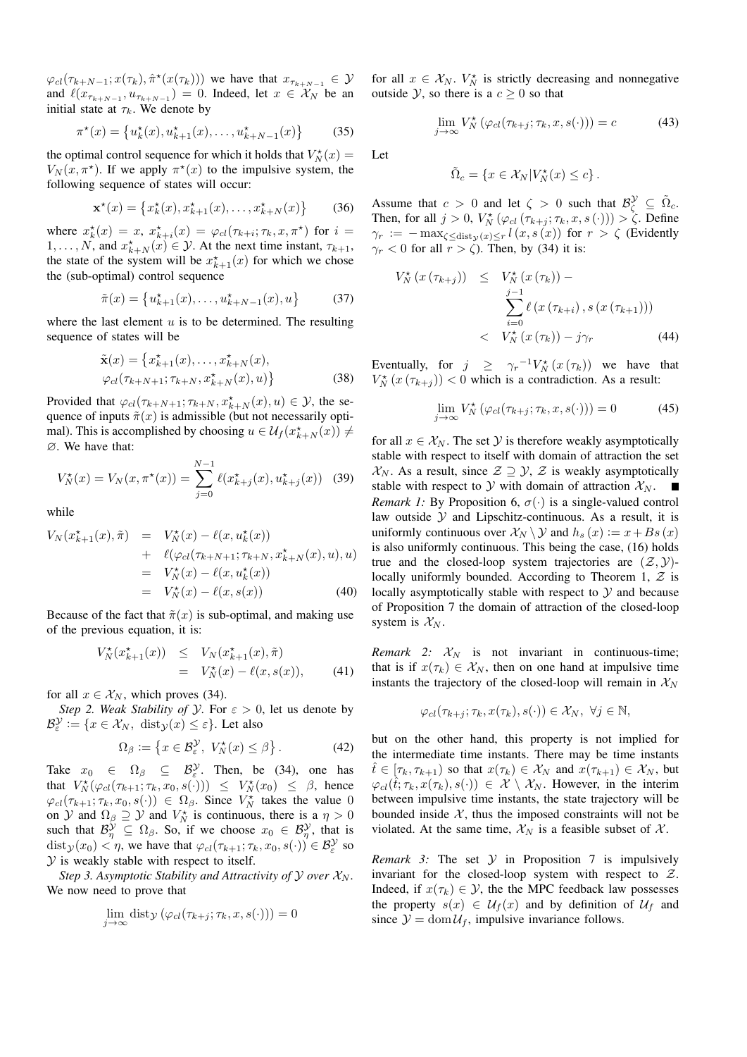$\varphi_{cl}(\tau_{k+N-1}; x(\tau_k), \hat{\pi}^\star(x(\tau_k)))$ we have that $x_{\tau_{k+N-1}} \in \mathcal{Y}$ and $\ell(x_{\tau_{k+N-1}}, u_{\tau_{k+N-1}}) = 0$. Indeed, let $x \in \mathcal{X}_N$ be an initial state at $\tau_k$. We denote by

$$\pi^\star(x) = \left\{u_k^\star(x), u_{k+1}^\star(x), \ldots, u_{k+N-1}^\star(x)\right\} \tag{35}$$

the optimal control sequence for which it holds that $V_N^\star(x) = V_N(x, \pi^\star)$. If we apply $\pi^\star(x)$ to the impulsive system, the following sequence of states will occur:

$$\mathbf{x}^\star(x) = \left\{x_k^\star(x), x_{k+1}^\star(x), \ldots, x_{k+N}^\star(x)\right\} \tag{36}$$

where $x_k^\star(x) = x$, $x_{k+i}^\star(x) = \varphi_{cl}(\tau_{k+i}; \tau_k, x, \pi^\star)$ for $i = 1, \ldots, N$, and $x_{k+N}^\star(x) \in \mathcal{Y}$. At the next time instant, $\tau_{k+1}$, the state of the system will be $x_{k+1}^\star(x)$ for which we chose the (sub-optimal) control sequence

$$\tilde{\pi}(x) = \left\{u_{k+1}^\star(x), \ldots, u_{k+N-1}^\star(x), u\right\} \tag{37}$$

where the last element $u$ is to be determined. The resulting sequence of states will be

$$\begin{aligned}\tilde{\mathbf{x}}(x) = \{&x_{k+1}^\star(x), \ldots, x_{k+N}^\star(x),\\ &\varphi_{cl}(\tau_{k+N+1}; \tau_{k+N}, x_{k+N}^\star(x), u)\}\end{aligned} \tag{38}$$

Provided that $\varphi_{cl}(\tau_{k+N+1}; \tau_{k+N}, x_{k+N}^\star(x), u) \in \mathcal{Y}$, the sequence of inputs $\tilde{\pi}(x)$ is admissible (but not necessarily optimal). This is accomplished by choosing $u \in \mathcal{U}_f(x_{k+N}^\star(x)) \neq \varnothing$. We have that:

$$V_N^\star(x) = V_N(x, \pi^\star(x)) = \sum_{j=0}^{N-1} \ell(x_{k+j}^\star(x), u_{k+j}^\star(x)) \tag{39}$$

while

$$\begin{aligned}V_N(x_{k+1}^\star(x), \tilde{\pi}) &= V_N^\star(x) - \ell(x, u_k^\star(x))\\ &+ \ell(\varphi_{cl}(\tau_{k+N+1}; \tau_{k+N}, x_{k+N}^\star(x), u), u)\\ &= V_N^\star(x) - \ell(x, u_k^\star(x))\\ &= V_N^\star(x) - \ell(x, s(x))\end{aligned} \tag{40}$$

Because of the fact that $\tilde{\pi}(x)$ is sub-optimal, and making use of the previous equation, it is:

$$\begin{aligned}V_N^\star(x_{k+1}^\star(x)) &\leq V_N(x_{k+1}^\star(x), \tilde{\pi})\\ &= V_N^\star(x) - \ell(x, s(x)),\end{aligned} \tag{41}$$

for all $x \in \mathcal{X}_N$, which proves (34).

*Step 2. Weak Stability of $\mathcal{Y}$.* For $\varepsilon > 0$, let us denote by $\mathcal{B}_\varepsilon^{\mathcal{Y}} := \{x \in \mathcal{X}_N,\ \mathrm{dist}_{\mathcal{Y}}(x) \leq \varepsilon\}$. Let also

$$\Omega_\beta := \left\{x \in \mathcal{B}_\varepsilon^{\mathcal{Y}},\ V_N^\star(x) \leq \beta\right\}. \tag{42}$$

Take $x_0 \in \Omega_\beta \subseteq \mathcal{B}_\varepsilon^{\mathcal{Y}}$. Then, be (34), one has that $V_N^\star(\varphi_{cl}(\tau_{k+1}; \tau_k, x_0, s(\cdot))) \leq V_N^\star(x_0) \leq \beta$, hence $\varphi_{cl}(\tau_{k+1}; \tau_k, x_0, s(\cdot)) \in \Omega_\beta$. Since $V_N^\star$ takes the value 0 on $\mathcal{Y}$ and $\Omega_\beta \supseteq \mathcal{Y}$ and $V_N^\star$ is continuous, there is a $\eta > 0$ such that $\mathcal{B}_\eta^{\mathcal{Y}} \subseteq \Omega_\beta$. So, if we choose $x_0 \in \mathcal{B}_\eta^{\mathcal{Y}}$, that is $\mathrm{dist}_{\mathcal{Y}}(x_0) < \eta$, we have that $\varphi_{cl}(\tau_{k+1}; \tau_k, x_0, s(\cdot)) \in \mathcal{B}_\varepsilon^{\mathcal{Y}}$ so $\mathcal{Y}$ is weakly stable with respect to itself.

*Step 3. Asymptotic Stability and Attractivity of $\mathcal{Y}$ over $\mathcal{X}_N$.* We now need to prove that

$$\lim_{j\to\infty} \mathrm{dist}_{\mathcal{Y}}\left(\varphi_{cl}(\tau_{k+j}; \tau_k, x, s(\cdot))\right) = 0$$

for all $x \in \mathcal{X}_N$. $V_N^\star$ is strictly decreasing and nonnegative outside $\mathcal{Y}$, so there is a $c \geq 0$ so that

$$\lim_{j\to\infty} V_N^\star\left(\varphi_{cl}(\tau_{k+j}; \tau_k, x, s(\cdot))\right) = c \tag{43}$$

Let

$$\tilde{\Omega}_c = \left\{x \in \mathcal{X}_N | V_N^\star(x) \leq c\right\}.$$

Assume that $c > 0$ and let $\zeta > 0$ such that $\mathcal{B}_\zeta^{\mathcal{Y}} \subseteq \tilde{\Omega}_c$. Then, for all $j > 0$, $V_N^\star\left(\varphi_{cl}\left(\tau_{k+j}; \tau_k, x, s\left(\cdot\right)\right)\right) > \zeta$. Define $\gamma_r := -\max_{\zeta \leq \mathrm{dist}_{\mathcal{Y}}(x) \leq r} l\left(x, s\left(x\right)\right)$ for $r > \zeta$ (Evidently $\gamma_r < 0$ for all $r > \zeta$). Then, by (34) it is:

$$\begin{aligned}V_N^\star\left(x\left(\tau_{k+j}\right)\right) &\leq V_N^\star\left(x\left(\tau_k\right)\right) -\\ &\quad \sum_{i=0}^{j-1} \ell\left(x\left(\tau_{k+i}\right), s\left(x\left(\tau_{k+1}\right)\right)\right)\\ &< V_N^\star\left(x\left(\tau_k\right)\right) - j\gamma_r\end{aligned} \tag{44}$$

Eventually, for $j \geq \gamma_r{}^{-1} V_N^\star\left(x\left(\tau_k\right)\right)$ we have that $V_N^\star\left(x\left(\tau_{k+j}\right)\right) < 0$ which is a contradiction. As a result:

$$\lim_{j\to\infty} V_N^\star\left(\varphi_{cl}(\tau_{k+j}; \tau_k, x, s(\cdot))\right) = 0 \tag{45}$$

for all $x \in \mathcal{X}_N$. The set $\mathcal{Y}$ is therefore weakly asymptotically stable with respect to itself with domain of attraction the set $\mathcal{X}_N$. As a result, since $\mathcal{Z} \supseteq \mathcal{Y}$, $\mathcal{Z}$ is weakly asymptotically stable with respect to $\mathcal{Y}$ with domain of attraction $\mathcal{X}_N$. ■

*Remark 1:* By Proposition 6, $\sigma(\cdot)$ is a single-valued control law outside $\mathcal{Y}$ and Lipschitz-continuous. As a result, it is uniformly continuous over $\mathcal{X}_N \setminus \mathcal{Y}$ and $h_s\left(x\right) := x + Bs\left(x\right)$ is also uniformly continuous. This being the case, (16) holds true and the closed-loop system trajectories are $(\mathcal{Z}, \mathcal{Y})$-locally uniformly bounded. According to Theorem 1, $\mathcal{Z}$ is locally asymptotically stable with respect to $\mathcal{Y}$ and because of Proposition 7 the domain of attraction of the closed-loop system is $\mathcal{X}_N$.

*Remark 2:* $\mathcal{X}_N$ is not invariant in continuous-time; that is if $x(\tau_k) \in \mathcal{X}_N$, then on one hand at impulsive time instants the trajectory of the closed-loop will remain in $\mathcal{X}_N$

$$\varphi_{cl}(\tau_{k+j}; \tau_k, x(\tau_k), s(\cdot)) \in \mathcal{X}_N,\ \forall j \in \mathbb{N},$$

but on the other hand, this property is not implied for the intermediate time instants. There may be time instants $\hat{t} \in [\tau_k, \tau_{k+1})$ so that $x(\tau_k) \in \mathcal{X}_N$ and $x(\tau_{k+1}) \in \mathcal{X}_N$, but $\varphi_{cl}(\hat{t}; \tau_k, x(\tau_k), s(\cdot)) \in \mathcal{X} \setminus \mathcal{X}_N$. However, in the interim between impulsive time instants, the state trajectory will be bounded inside $\mathcal{X}$, thus the imposed constraints will not be violated. At the same time, $\mathcal{X}_N$ is a feasible subset of $\mathcal{X}$.

*Remark 3:* The set $\mathcal{Y}$ in Proposition 7 is impulsively invariant for the closed-loop system with respect to $\mathcal{Z}$. Indeed, if $x(\tau_k) \in \mathcal{Y}$, the the MPC feedback law possesses the property $s(x) \in \mathcal{U}_f(x)$ and by definition of $\mathcal{U}_f$ and since $\mathcal{Y} = \mathrm{dom}\mathcal{U}_f$, impulsive invariance follows.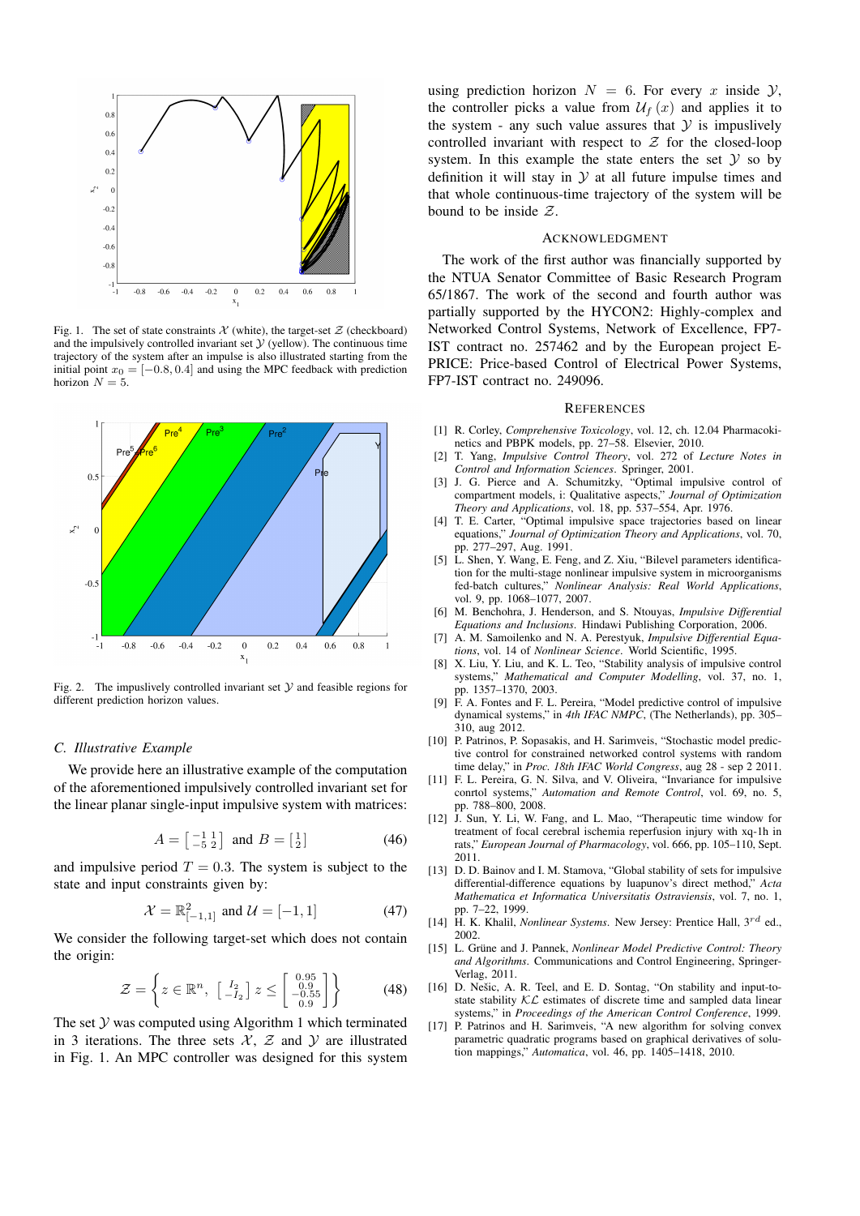1
0.8
0.6
0.4
0.2
0
-0.2
-0.4
-0.6
-0.8
-1
-1 -0.8 -0.6 -0.4 -0.2 0 0.2 0.4 0.6 0.8 1
$x_1$
$x_2$

Fig. 1. The set of state constraints $\mathcal{X}$ (white), the target-set $\mathcal{Z}$ (checkboard) and the impulsively controlled invariant set $\mathcal{Y}$ (yellow). The continuous time trajectory of the system after an impulse is also illustrated starting from the initial point $x_0 = [-0.8, 0.4]$ and using the MPC feedback with prediction horizon $N = 5$.

1
0.5
0
-0.5
-1
-1 -0.8 -0.6 -0.4 -0.2 0 0.2 0.4 0.6 0.8 1
$x_1$
$x_2$
Pre$^5$ Pre$^6$ Pre$^4$ Pre$^3$ Pre$^2$ Pre Y

Fig. 2. The impulsively controlled invariant set $\mathcal{Y}$ and feasible regions for different prediction horizon values.

### C. Illustrative Example

We provide here an illustrative example of the computation of the aforementioned impulsively controlled invariant set for the linear planar single-input impulsive system with matrices:

$$A = \left[\begin{smallmatrix} -1 & 1 \\ -5 & 2 \end{smallmatrix}\right] \text{ and } B = \left[\begin{smallmatrix} 1 \\ 2 \end{smallmatrix}\right] \tag{46}$$

and impulsive period $T = 0.3$. The system is subject to the state and input constraints given by:

$$\mathcal{X} = \mathbb{R}^2_{[-1,1]} \text{ and } \mathcal{U} = [-1, 1] \tag{47}$$

We consider the following target-set which does not contain the origin:

$$\mathcal{Z} = \left\{ z \in \mathbb{R}^n, \left[\begin{smallmatrix} I_2 \\ -I_2 \end{smallmatrix}\right] z \leq \left[\begin{smallmatrix} 0.95 \\ 0.9 \\ -0.55 \\ 0.9 \end{smallmatrix}\right] \right\} \tag{48}$$

The set $\mathcal{Y}$ was computed using Algorithm 1 which terminated in 3 iterations. The three sets $\mathcal{X}$, $\mathcal{Z}$ and $\mathcal{Y}$ are illustrated in Fig. 1. An MPC controller was designed for this system using prediction horizon $N = 6$. For every $x$ inside $\mathcal{Y}$, the controller picks a value from $\mathcal{U}_f(x)$ and applies it to the system - any such value assures that $\mathcal{Y}$ is impulsively controlled invariant with respect to $\mathcal{Z}$ for the closed-loop system. In this example the state enters the set $\mathcal{Y}$ so by definition it will stay in $\mathcal{Y}$ at all future impulse times and that whole continuous-time trajectory of the system will be bound to be inside $\mathcal{Z}$.

## Acknowledgment

The work of the first author was financially supported by the NTUA Senator Committee of Basic Research Program 65/1867. The work of the second and fourth author was partially supported by the HYCON2: Highly-complex and Networked Control Systems, Network of Excellence, FP7-IST contract no. 257462 and by the European project E-PRICE: Price-based Control of Electrical Power Systems, FP7-IST contract no. 249096.

## References

[1] R. Corley, *Comprehensive Toxicology*, vol. 12, ch. 12.04 Pharmacokinetics and PBPK models, pp. 27–58. Elsevier, 2010.

[2] T. Yang, *Impulsive Control Theory*, vol. 272 of *Lecture Notes in Control and Information Sciences*. Springer, 2001.

[3] J. G. Pierce and A. Schumitzky, "Optimal impulsive control of compartment models, i: Qualitative aspects," *Journal of Optimization Theory and Applications*, vol. 18, pp. 537–554, Apr. 1976.

[4] T. E. Carter, "Optimal impulsive space trajectories based on linear equations," *Journal of Optimization Theory and Applications*, vol. 70, pp. 277–297, Aug. 1991.

[5] L. Shen, Y. Wang, E. Feng, and Z. Xiu, "Bilevel parameters identification for the multi-stage nonlinear impulsive system in microorganisms fed-batch cultures," *Nonlinear Analysis: Real World Applications*, vol. 9, pp. 1068–1077, 2007.

[6] M. Benchohra, J. Henderson, and S. Ntouyas, *Impulsive Differential Equations and Inclusions*. Hindawi Publishing Corporation, 2006.

[7] A. M. Samoilenko and N. A. Perestyuk, *Impulsive Differential Equations*, vol. 14 of *Nonlinear Science*. World Scientific, 1995.

[8] X. Liu, Y. Liu, and K. L. Teo, "Stability analysis of impulsive control systems," *Mathematical and Computer Modelling*, vol. 37, no. 1, pp. 1357–1370, 2003.

[9] F. A. Fontes and F. L. Pereira, "Model predictive control of impulsive dynamical systems," in *4th IFAC NMPC*, (The Netherlands), pp. 305–310, aug 2012.

[10] P. Patrinos, P. Sopasakis, and H. Sarimveis, "Stochastic model predictive control for constrained networked control systems with random time delay," in *Proc. 18th IFAC World Congress*, aug 28 - sep 2 2011.

[11] F. L. Pereira, G. N. Silva, and V. Oliveira, "Invariance for impulsive conrtol systems," *Automation and Remote Control*, vol. 69, no. 5, pp. 788–800, 2008.

[12] J. Sun, Y. Li, W. Fang, and L. Mao, "Therapeutic time window for treatment of focal cerebral ischemia reperfusion injury with xq-1h in rats," *European Journal of Pharmacology*, vol. 666, pp. 105–110, Sept. 2011.

[13] D. D. Bainov and I. M. Stamova, "Global stability of sets for impulsive differential-difference equations by luapunov's direct method," *Acta Mathematica et Informatica Universitatis Ostraviensis*, vol. 7, no. 1, pp. 7–22, 1999.

[14] H. K. Khalil, *Nonlinear Systems*. New Jersey: Prentice Hall, $3^{rd}$ ed., 2002.

[15] L. Grüne and J. Pannek, *Nonlinear Model Predictive Control: Theory and Algorithms*. Communications and Control Engineering, Springer-Verlag, 2011.

[16] D. Nešic, A. R. Teel, and E. D. Sontag, "On stability and input-to-state stability $\mathcal{KL}$ estimates of discrete time and sampled data linear systems," in *Proceedings of the American Control Conference*, 1999.

[17] P. Patrinos and H. Sarimveis, "A new algorithm for solving convex parametric quadratic programs based on graphical derivatives of solution mappings," *Automatica*, vol. 46, pp. 1405–1418, 2010.